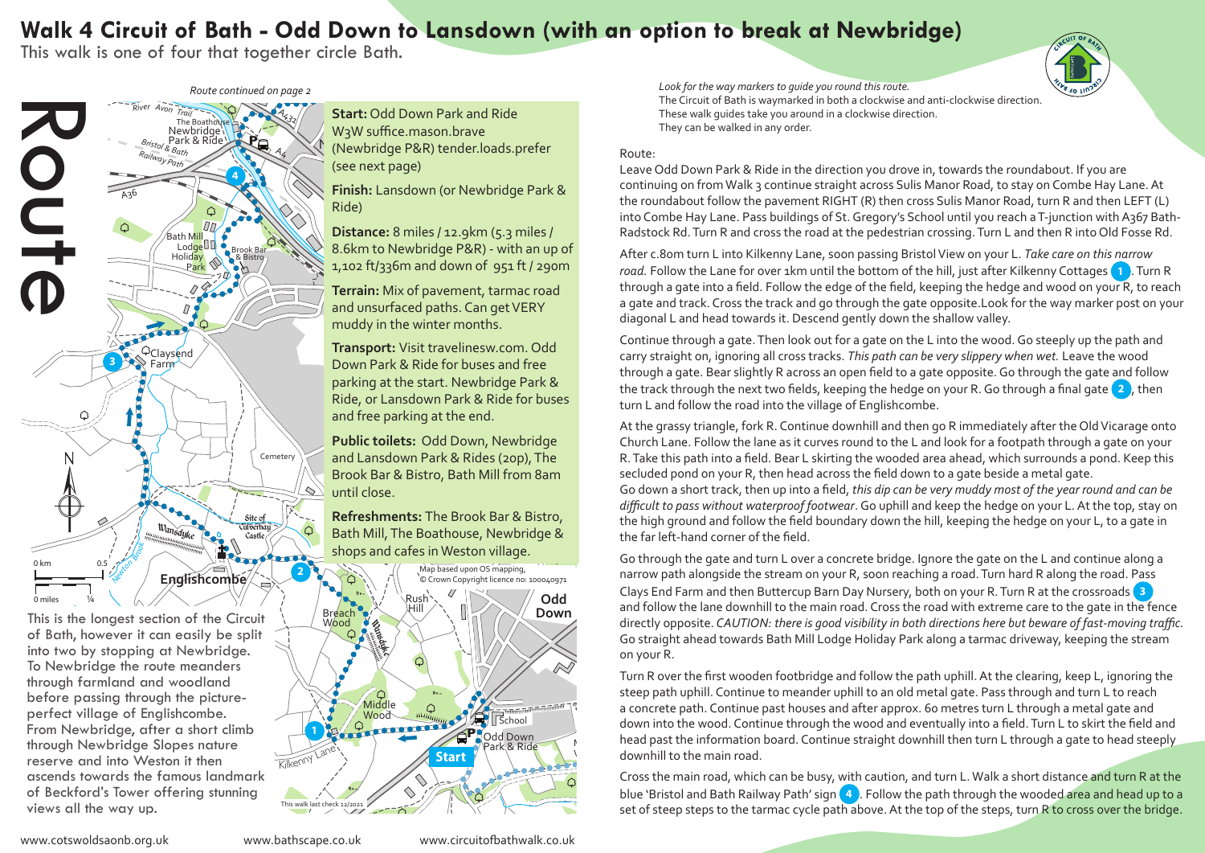# Walk 4 Circuit of Bath - Odd Down to Lansdown (with an option to break at Newbridge)

This walk is one of four that together circle Bath.

# Route

*Route continued on page 2*

**Start:** Odd Down Park and Ride W3W suffice.mason.brave (Newbridge P&R) tender.loads.prefer (see next page)

**Finish:** Lansdown (or Newbridge Park & Ride)

**Distance:** 8 miles / 12.9km (5.3 miles / 8.6km to Newbridge P&R) - with an up of 1,102 ft/336m and down of 951 ft / 290m

**Terrain:** Mix of pavement, tarmac road and unsurfaced paths. Can get VERY muddy in the winter months.

**Transport:** Visit travelinesw.com. Odd Down Park and Ride for buses and free parking at the start. Newbridge Park & Ride, or Lansdown Park & Ride for buses and free parking at the end.

**Public toilets:** Odd Down, Newbridge and Lansdown Park & Rides (20p), The Brook Bar & Bistro, Bath Mill from 8am until close.

**Refreshments:** The Brook Bar & Bistro, Bath Mill, The Boathouse, Newbridge & shops and cafes in Weston village.

Map based upon OS mapping, © Crown Copyright licence no: 100040971

This walk last check 12/2021

This is the longest section of the Circuit of Bath, however it can easily be split into two by stopping at Newbridge. To Newbridge the route meanders through farmland and woodland before passing through the picture-perfect village of Englishcombe. From Newbridge, after a short climb through Newbridge Slopes nature reserve and into Weston it then ascends towards the famous landmark of Beckford's Tower offering stunning views all the way up.

*Look for the way markers to guide you round this route.*
The Circuit of Bath is waymarked in both a clockwise and anti-clockwise direction. These walk guides take you around in a clockwise direction. They can be walked in any order.

Route:

Leave Odd Down Park & Ride in the direction you drove in, towards the roundabout. If you are continuing on from Walk 3 continue straight across Sulis Manor Road, to stay on Combe Hay Lane. At the roundabout follow the pavement RIGHT (R) then cross Sulis Manor Road, turn R and then LEFT (L) into Combe Hay Lane. Pass buildings of St. Gregory's School until you reach a T-junction with A367 Bath-Radstock Rd. Turn R and cross the road at the pedestrian crossing. Turn L and then R into Old Fosse Rd.

After c.8om turn L into Kilkenny Lane, soon passing Bristol View on your L. *Take care on this narrow road.* Follow the Lane for over 1km until the bottom of the hill, just after Kilkenny Cottages **1**. Turn R through a gate into a field. Follow the edge of the field, keeping the hedge and wood on your R, to reach a gate and track. Cross the track and go through the gate opposite. Look for the way marker post on your diagonal L and head towards it. Descend gently down the shallow valley.

Continue through a gate. Then look out for a gate on the L into the wood. Go steeply up the path and carry straight on, ignoring all cross tracks. *This path can be very slippery when wet.* Leave the wood through a gate. Bear slightly R across an open field to a gate opposite. Go through the gate and follow the track through the next two fields, keeping the hedge on your R. Go through a final gate **2**, then turn L and follow the road into the village of Englishcombe.

At the grassy triangle, fork R. Continue downhill and then go R immediately after the Old Vicarage onto Church Lane. Follow the lane as it curves round to the L and look for a footpath through a gate on your R. Take this path into a field. Bear L skirting the wooded area ahead, which surrounds a pond. Keep this secluded pond on your R, then head across the field down to a gate beside a metal gate.
Go down a short track, then up into a field, *this dip can be very muddy most of the year round and can be difficult to pass without waterproof footwear*. Go uphill and keep the hedge on your L. At the top, stay on the high ground and follow the field boundary down the hill, keeping the hedge on your L, to a gate in the far left-hand corner of the field.

Go through the gate and turn L over a concrete bridge. Ignore the gate on the L and continue along a narrow path alongside the stream on your R, soon reaching a road. Turn hard R along the road. Pass Clays End Farm and then Buttercup Barn Day Nursery, both on your R. Turn R at the crossroads **3** and follow the lane downhill to the main road. Cross the road with extreme care to the gate in the fence directly opposite. *CAUTION: there is good visibility in both directions here but beware of fast-moving traffic.* Go straight ahead towards Bath Mill Lodge Holiday Park along a tarmac driveway, keeping the stream on your R.

Turn R over the first wooden footbridge and follow the path uphill. At the clearing, keep L, ignoring the steep path uphill. Continue to meander uphill to an old metal gate. Pass through and turn L to reach a concrete path. Continue past houses and after approx. 60 metres turn L through a metal gate and down into the wood. Continue through the wood and eventually into a field. Turn L to skirt the field and head past the information board. Continue straight downhill then turn L through a gate to head steeply downhill to the main road.

Cross the main road, which can be busy, with caution, and turn L. Walk a short distance and turn R at the blue 'Bristol and Bath Railway Path' sign **4**. Follow the path through the wooded area and head up to a set of steep steps to the tarmac cycle path above. At the top of the steps, turn R to cross over the bridge.

www.cotswoldsaonb.org.uk www.bathscape.co.uk www.circuitofbathwalk.co.uk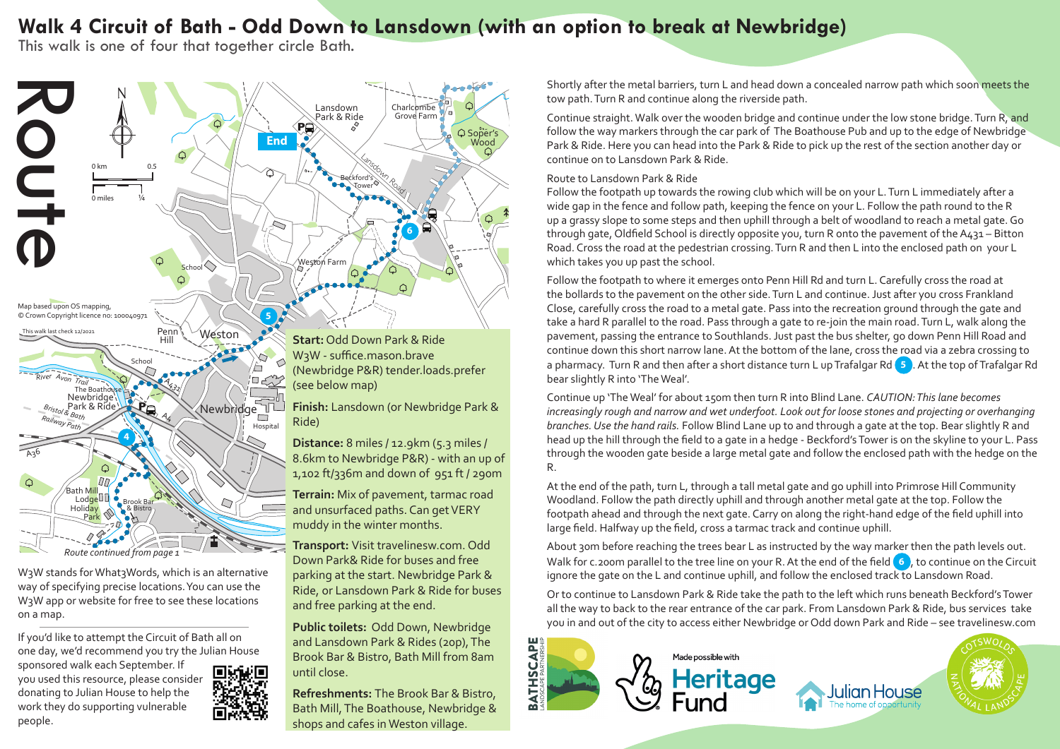# Walk 4 Circuit of Bath - Odd Down to Lansdown (with an option to break at Newbridge)

This walk is one of four that together circle Bath.

## Route

Map based upon OS mapping, © Crown Copyright licence no: 100040971

This walk last check 12/2021

Route continued from page 1

**Start:** Odd Down Park & Ride W3W - suffice.mason.brave (Newbridge P&R) tender.loads.prefer (see below map)

**Finish:** Lansdown (or Newbridge Park & Ride)

**Distance:** 8 miles / 12.9km (5.3 miles / 8.6km to Newbridge P&R) - with an up of 1,102 ft/336m and down of 951 ft / 290m

**Terrain:** Mix of pavement, tarmac road and unsurfaced paths. Can get VERY muddy in the winter months.

**Transport:** Visit travelinesw.com. Odd Down Park& Ride for buses and free parking at the start. Newbridge Park & Ride, or Lansdown Park & Ride for buses and free parking at the end.

**Public toilets:** Odd Down, Newbridge and Lansdown Park & Rides (20p), The Brook Bar & Bistro, Bath Mill from 8am until close.

**Refreshments:** The Brook Bar & Bistro, Bath Mill, The Boathouse, Newbridge & shops and cafes in Weston village.

W3W stands for What3Words, which is an alternative way of specifying precise locations. You can use the W3W app or website for free to see these locations on a map.

If you'd like to attempt the Circuit of Bath all on one day, we'd recommend you try the Julian House sponsored walk each September. If you used this resource, please consider donating to Julian House to help the work they do supporting vulnerable people.

Shortly after the metal barriers, turn L and head down a concealed narrow path which soon meets the tow path. Turn R and continue along the riverside path.

Continue straight. Walk over the wooden bridge and continue under the low stone bridge. Turn R, and follow the way markers through the car park of The Boathouse Pub and up to the edge of Newbridge Park & Ride. Here you can head into the Park & Ride to pick up the rest of the section another day or continue on to Lansdown Park & Ride.

Route to Lansdown Park & Ride

Follow the footpath up towards the rowing club which will be on your L. Turn L immediately after a wide gap in the fence and follow path, keeping the fence on your L. Follow the path round to the R up a grassy slope to some steps and then uphill through a belt of woodland to reach a metal gate. Go through gate, Oldfield School is directly opposite you, turn R onto the pavement of the A431 – Bitton Road. Cross the road at the pedestrian crossing. Turn R and then L into the enclosed path on your L which takes you up past the school.

Follow the footpath to where it emerges onto Penn Hill Rd and turn L. Carefully cross the road at the bollards to the pavement on the other side. Turn L and continue. Just after you cross Frankland Close, carefully cross the road to a metal gate. Pass into the recreation ground through the gate and take a hard R parallel to the road. Pass through a gate to re-join the main road. Turn L, walk along the pavement, passing the entrance to Southlands. Just past the bus shelter, go down Penn Hill Road and continue down this short narrow lane. At the bottom of the lane, cross the road via a zebra crossing to a pharmacy. Turn R and then after a short distance turn L up Trafalgar Rd 5. At the top of Trafalgar Rd bear slightly R into 'The Weal'.

Continue up 'The Weal' for about 150m then turn R into Blind Lane. *CAUTION: This lane becomes increasingly rough and narrow and wet underfoot. Look out for loose stones and projecting or overhanging branches. Use the hand rails.* Follow Blind Lane up to and through a gate at the top. Bear slightly R and head up the hill through the field to a gate in a hedge - Beckford's Tower is on the skyline to your L. Pass through the wooden gate beside a large metal gate and follow the enclosed path with the hedge on the R.

At the end of the path, turn L, through a tall metal gate and go uphill into Primrose Hill Community Woodland. Follow the path directly uphill and through another metal gate at the top. Follow the footpath ahead and through the next gate. Carry on along the right-hand edge of the field uphill into large field. Halfway up the field, cross a tarmac track and continue uphill.

About 30m before reaching the trees bear L as instructed by the way marker then the path levels out. Walk for c.200m parallel to the tree line on your R. At the end of the field 6, to continue on the Circuit ignore the gate on the L and continue uphill, and follow the enclosed track to Lansdown Road.

Or to continue to Lansdown Park & Ride take the path to the left which runs beneath Beckford's Tower all the way to back to the rear entrance of the car park. From Lansdown Park & Ride, bus services take you in and out of the city to access either Newbridge or Odd down Park and Ride – see travelinesw.com

Made possible with Heritage Fund